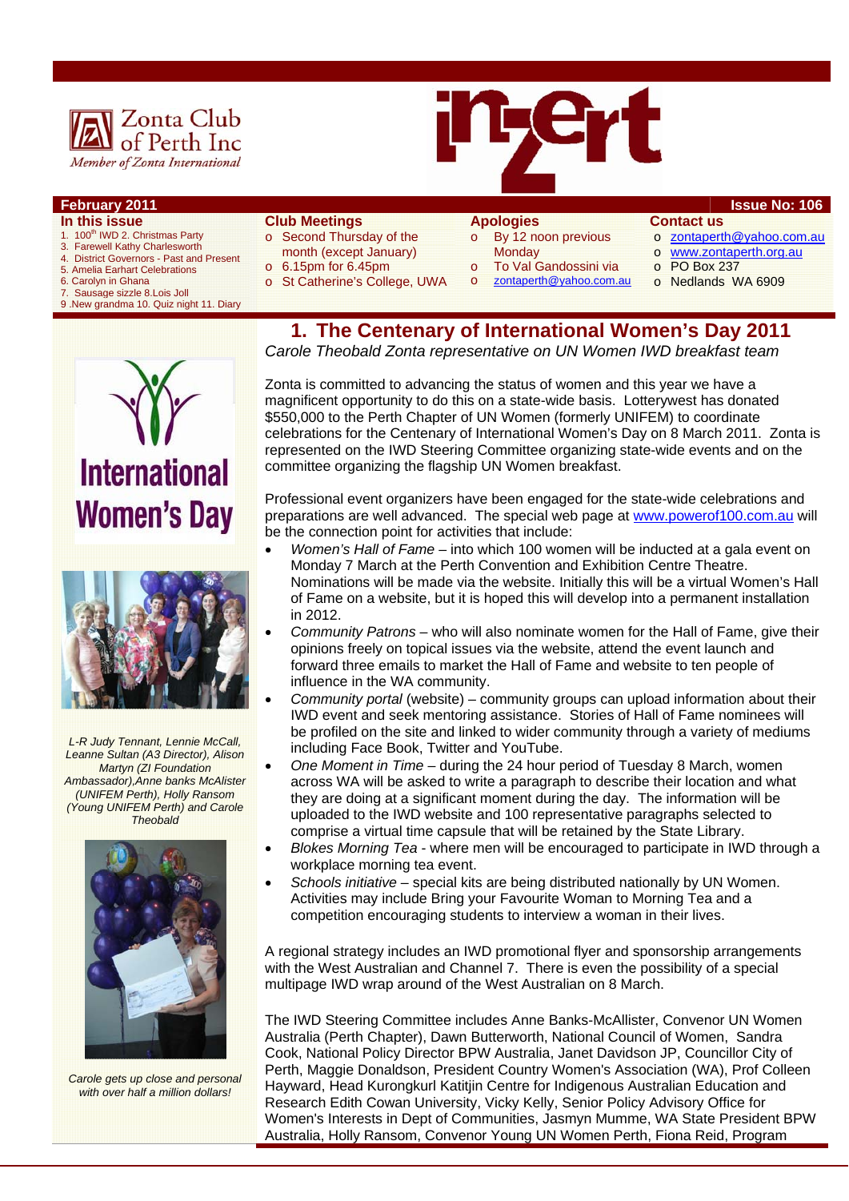Zonta Club of Perth Inc

*Member of Zonta International*

inZert

**February 2011** **Issue No: 106**

**In this issue**

1. 100th IWD 2. Christmas Party
3. Farewell Kathy Charlesworth
4. District Governors - Past and Present
5. Amelia Earhart Celebrations
6. Carolyn in Ghana
7. Sausage sizzle 8. Lois Joll
9. New grandma 10. Quiz night 11. Diary

**Club Meetings**

- Second Thursday of the month (except January)
- 6.15pm for 6.45pm
- St Catherine's College, UWA

**Apologies**

- By 12 noon previous Monday
- To Val Gandossini via
- zontaperth@yahoo.com.au

**Contact us**

- zontaperth@yahoo.com.au
- www.zontaperth.org.au
- PO Box 237
- Nedlands WA 6909

# 1. The Centenary of International Women's Day 2011

*Carole Theobald Zonta representative on UN Women IWD breakfast team*

Zonta is committed to advancing the status of women and this year we have a magnificent opportunity to do this on a state-wide basis. Lotterywest has donated $550,000 to the Perth Chapter of UN Women (formerly UNIFEM) to coordinate celebrations for the Centenary of International Women's Day on 8 March 2011. Zonta is represented on the IWD Steering Committee organizing state-wide events and on the committee organizing the flagship UN Women breakfast.

Professional event organizers have been engaged for the state-wide celebrations and preparations are well advanced. The special web page at www.powerof100.com.au will be the connection point for activities that include:

- *Women's Hall of Fame* – into which 100 women will be inducted at a gala event on Monday 7 March at the Perth Convention and Exhibition Centre Theatre. Nominations will be made via the website. Initially this will be a virtual Women's Hall of Fame on a website, but it is hoped this will develop into a permanent installation in 2012.
- *Community Patrons* – who will also nominate women for the Hall of Fame, give their opinions freely on topical issues via the website, attend the event launch and forward three emails to market the Hall of Fame and website to ten people of influence in the WA community.
- *Community portal* (website) – community groups can upload information about their IWD event and seek mentoring assistance. Stories of Hall of Fame nominees will be profiled on the site and linked to wider community through a variety of mediums including Face Book, Twitter and YouTube.
- *One Moment in Time* – during the 24 hour period of Tuesday 8 March, women across WA will be asked to write a paragraph to describe their location and what they are doing at a significant moment during the day. The information will be uploaded to the IWD website and 100 representative paragraphs selected to comprise a virtual time capsule that will be retained by the State Library.
- *Blokes Morning Tea* - where men will be encouraged to participate in IWD through a workplace morning tea event.
- *Schools initiative* – special kits are being distributed nationally by UN Women. Activities may include Bring your Favourite Woman to Morning Tea and a competition encouraging students to interview a woman in their lives.

A regional strategy includes an IWD promotional flyer and sponsorship arrangements with the West Australian and Channel 7. There is even the possibility of a special multipage IWD wrap around of the West Australian on 8 March.

The IWD Steering Committee includes Anne Banks-McAllister, Convenor UN Women Australia (Perth Chapter), Dawn Butterworth, National Council of Women, Sandra Cook, National Policy Director BPW Australia, Janet Davidson JP, Councillor City of Perth, Maggie Donaldson, President Country Women's Association (WA), Prof Colleen Hayward, Head Kurongkurl Katitjin Centre for Indigenous Australian Education and Research Edith Cowan University, Vicky Kelly, Senior Policy Advisory Office for Women's Interests in Dept of Communities, Jasmyn Mumme, WA State President BPW Australia, Holly Ransom, Convenor Young UN Women Perth, Fiona Reid, Program

International Women's Day

*L-R Judy Tennant, Lennie McCall, Leanne Sultan (A3 Director), Alison Martyn (ZI Foundation Ambassador), Anne banks McAlister (UNIFEM Perth), Holly Ransom (Young UNIFEM Perth) and Carole Theobald*

*Carole gets up close and personal with over half a million dollars!*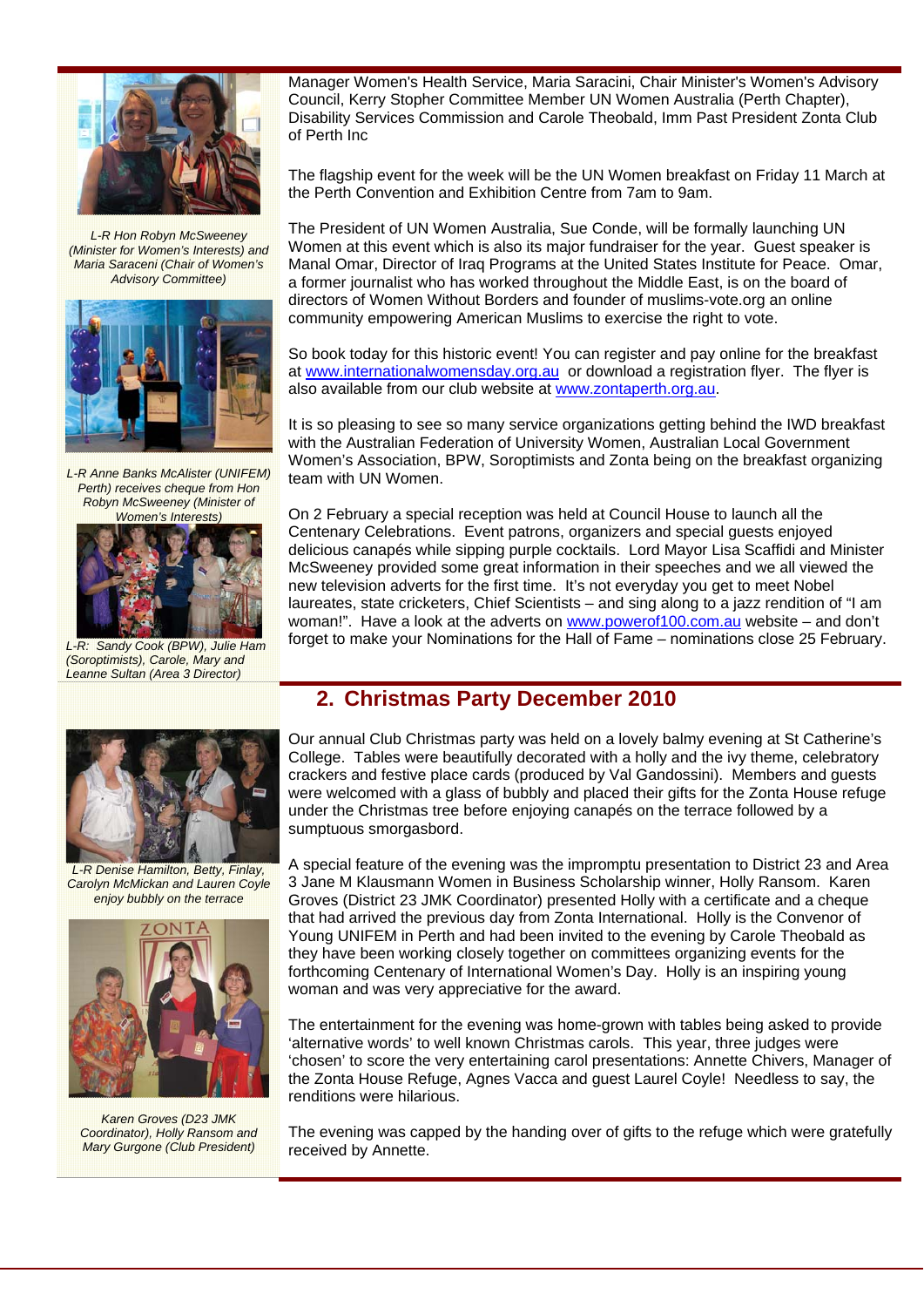Manager Women's Health Service, Maria Saracini, Chair Minister's Women's Advisory Council, Kerry Stopher Committee Member UN Women Australia (Perth Chapter), Disability Services Commission and Carole Theobald, Imm Past President Zonta Club of Perth Inc

The flagship event for the week will be the UN Women breakfast on Friday 11 March at the Perth Convention and Exhibition Centre from 7am to 9am.

The President of UN Women Australia, Sue Conde, will be formally launching UN Women at this event which is also its major fundraiser for the year. Guest speaker is Manal Omar, Director of Iraq Programs at the United States Institute for Peace. Omar, a former journalist who has worked throughout the Middle East, is on the board of directors of Women Without Borders and founder of muslims-vote.org an online community empowering American Muslims to exercise the right to vote.

So book today for this historic event! You can register and pay online for the breakfast at www.internationalwomensday.org.au or download a registration flyer. The flyer is also available from our club website at www.zontaperth.org.au.

It is so pleasing to see so many service organizations getting behind the IWD breakfast with the Australian Federation of University Women, Australian Local Government Women's Association, BPW, Soroptimists and Zonta being on the breakfast organizing team with UN Women.

On 2 February a special reception was held at Council House to launch all the Centenary Celebrations. Event patrons, organizers and special guests enjoyed delicious canapés while sipping purple cocktails. Lord Mayor Lisa Scaffidi and Minister McSweeney provided some great information in their speeches and we all viewed the new television adverts for the first time. It's not everyday you get to meet Nobel laureates, state cricketers, Chief Scientists – and sing along to a jazz rendition of "I am woman!". Have a look at the adverts on www.powerof100.com.au website – and don't forget to make your Nominations for the Hall of Fame – nominations close 25 February.

*L-R Hon Robyn McSweeney (Minister for Women's Interests) and Maria Saraceni (Chair of Women's Advisory Committee)*

*L-R Anne Banks McAlister (UNIFEM) Perth) receives cheque from Hon Robyn McSweeney (Minister of Women's Interests)*

*L-R: Sandy Cook (BPW), Julie Ham (Soroptimists), Carole, Mary and Leanne Sultan (Area 3 Director)*

## 2. Christmas Party December 2010

Our annual Club Christmas party was held on a lovely balmy evening at St Catherine's College. Tables were beautifully decorated with a holly and the ivy theme, celebratory crackers and festive place cards (produced by Val Gandossini). Members and guests were welcomed with a glass of bubbly and placed their gifts for the Zonta House refuge under the Christmas tree before enjoying canapés on the terrace followed by a sumptuous smorgasbord.

A special feature of the evening was the impromptu presentation to District 23 and Area 3 Jane M Klausmann Women in Business Scholarship winner, Holly Ransom. Karen Groves (District 23 JMK Coordinator) presented Holly with a certificate and a cheque that had arrived the previous day from Zonta International. Holly is the Convenor of Young UNIFEM in Perth and had been invited to the evening by Carole Theobald as they have been working closely together on committees organizing events for the forthcoming Centenary of International Women's Day. Holly is an inspiring young woman and was very appreciative for the award.

The entertainment for the evening was home-grown with tables being asked to provide 'alternative words' to well known Christmas carols. This year, three judges were 'chosen' to score the very entertaining carol presentations: Annette Chivers, Manager of the Zonta House Refuge, Agnes Vacca and guest Laurel Coyle! Needless to say, the renditions were hilarious.

The evening was capped by the handing over of gifts to the refuge which were gratefully received by Annette.

*L-R Denise Hamilton, Betty, Finlay, Carolyn McMickan and Lauren Coyle enjoy bubbly on the terrace*

*Karen Groves (D23 JMK Coordinator), Holly Ransom and Mary Gurgone (Club President)*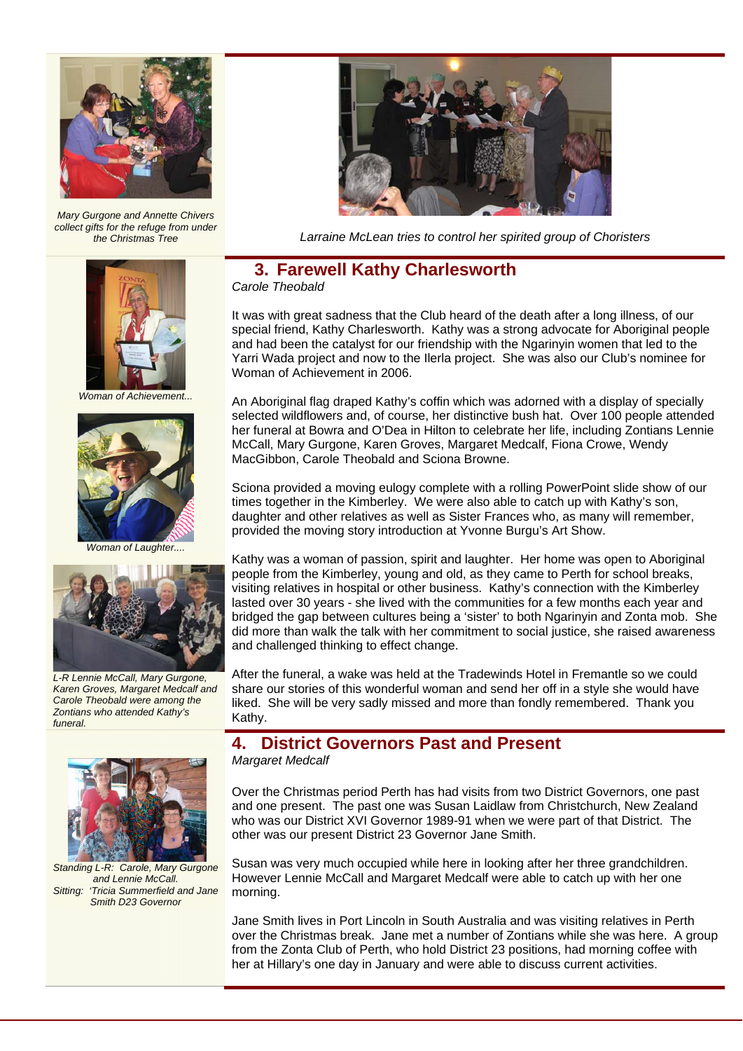Mary Gurgone and Annette Chivers collect gifts for the refuge from under the Christmas Tree

*Larraine McLean tries to control her spirited group of Choristers*

## 3. Farewell Kathy Charlesworth

*Carole Theobald*

It was with great sadness that the Club heard of the death after a long illness, of our special friend, Kathy Charlesworth. Kathy was a strong advocate for Aboriginal people and had been the catalyst for our friendship with the Ngarinyin women that led to the Yarri Wada project and now to the Ilerla project. She was also our Club's nominee for Woman of Achievement in 2006.

An Aboriginal flag draped Kathy's coffin which was adorned with a display of specially selected wildflowers and, of course, her distinctive bush hat. Over 100 people attended her funeral at Bowra and O'Dea in Hilton to celebrate her life, including Zontians Lennie McCall, Mary Gurgone, Karen Groves, Margaret Medcalf, Fiona Crowe, Wendy MacGibbon, Carole Theobald and Sciona Browne.

Sciona provided a moving eulogy complete with a rolling PowerPoint slide show of our times together in the Kimberley. We were also able to catch up with Kathy's son, daughter and other relatives as well as Sister Frances who, as many will remember, provided the moving story introduction at Yvonne Burgu's Art Show.

Kathy was a woman of passion, spirit and laughter. Her home was open to Aboriginal people from the Kimberley, young and old, as they came to Perth for school breaks, visiting relatives in hospital or other business. Kathy's connection with the Kimberley lasted over 30 years - she lived with the communities for a few months each year and bridged the gap between cultures being a 'sister' to both Ngarinyin and Zonta mob. She did more than walk the talk with her commitment to social justice, she raised awareness and challenged thinking to effect change.

After the funeral, a wake was held at the Tradewinds Hotel in Fremantle so we could share our stories of this wonderful woman and send her off in a style she would have liked. She will be very sadly missed and more than fondly remembered. Thank you Kathy.

*Woman of Achievement...*

*Woman of Laughter....*

*L-R Lennie McCall, Mary Gurgone, Karen Groves, Margaret Medcalf and Carole Theobald were among the Zontians who attended Kathy's funeral.*

## 4. District Governors Past and Present

*Margaret Medcalf*

Over the Christmas period Perth has had visits from two District Governors, one past and one present. The past one was Susan Laidlaw from Christchurch, New Zealand who was our District XVI Governor 1989-91 when we were part of that District. The other was our present District 23 Governor Jane Smith.

Susan was very much occupied while here in looking after her three grandchildren. However Lennie McCall and Margaret Medcalf were able to catch up with her one morning.

Jane Smith lives in Port Lincoln in South Australia and was visiting relatives in Perth over the Christmas break. Jane met a number of Zontians while she was here. A group from the Zonta Club of Perth, who hold District 23 positions, had morning coffee with her at Hillary's one day in January and were able to discuss current activities.

*Standing L-R: Carole, Mary Gurgone and Lennie McCall.*
*Sitting: 'Tricia Summerfield and Jane Smith D23 Governor*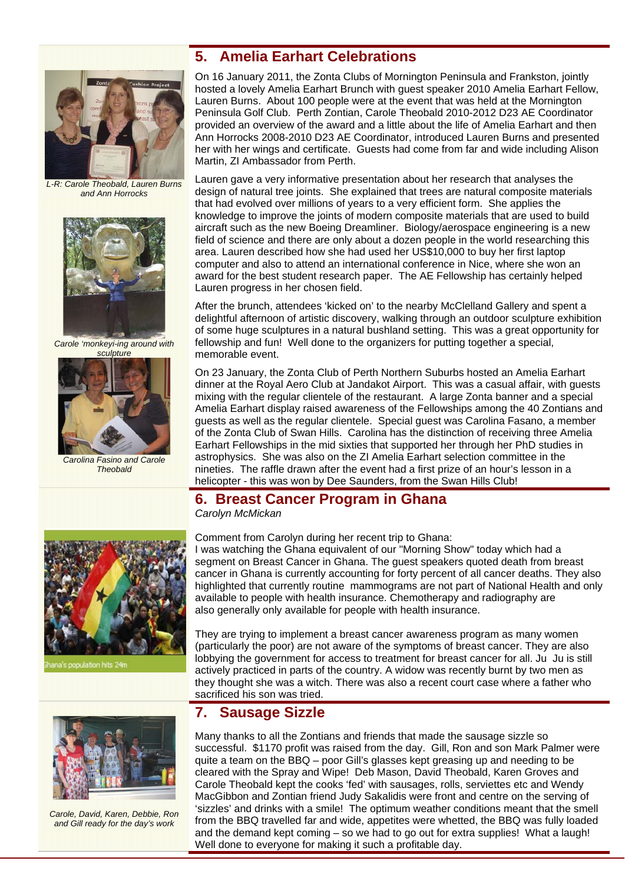## 5. Amelia Earhart Celebrations

L-R: Carole Theobald, Lauren Burns and Ann Horrocks

On 16 January 2011, the Zonta Clubs of Mornington Peninsula and Frankston, jointly hosted a lovely Amelia Earhart Brunch with guest speaker 2010 Amelia Earhart Fellow, Lauren Burns. About 100 people were at the event that was held at the Mornington Peninsula Golf Club. Perth Zontian, Carole Theobald 2010-2012 D23 AE Coordinator provided an overview of the award and a little about the life of Amelia Earhart and then Ann Horrocks 2008-2010 D23 AE Coordinator, introduced Lauren Burns and presented her with her wings and certificate. Guests had come from far and wide including Alison Martin, ZI Ambassador from Perth.

Lauren gave a very informative presentation about her research that analyses the design of natural tree joints. She explained that trees are natural composite materials that had evolved over millions of years to a very efficient form. She applies the knowledge to improve the joints of modern composite materials that are used to build aircraft such as the new Boeing Dreamliner. Biology/aerospace engineering is a new field of science and there are only about a dozen people in the world researching this area. Lauren described how she had used her US$10,000 to buy her first laptop computer and also to attend an international conference in Nice, where she won an award for the best student research paper. The AE Fellowship has certainly helped Lauren progress in her chosen field.

Carole 'monkeyi-ing around with sculpture

After the brunch, attendees 'kicked on' to the nearby McClelland Gallery and spent a delightful afternoon of artistic discovery, walking through an outdoor sculpture exhibition of some huge sculptures in a natural bushland setting. This was a great opportunity for fellowship and fun! Well done to the organizers for putting together a special, memorable event.

Carolina Fasino and Carole Theobald

On 23 January, the Zonta Club of Perth Northern Suburbs hosted an Amelia Earhart dinner at the Royal Aero Club at Jandakot Airport. This was a casual affair, with guests mixing with the regular clientele of the restaurant. A large Zonta banner and a special Amelia Earhart display raised awareness of the Fellowships among the 40 Zontians and guests as well as the regular clientele. Special guest was Carolina Fasano, a member of the Zonta Club of Swan Hills. Carolina has the distinction of receiving three Amelia Earhart Fellowships in the mid sixties that supported her through her PhD studies in astrophysics. She was also on the ZI Amelia Earhart selection committee in the nineties. The raffle drawn after the event had a first prize of an hour's lesson in a helicopter - this was won by Dee Saunders, from the Swan Hills Club!

## 6. Breast Cancer Program in Ghana

*Carolyn McMickan*

Ghana's population hits 24m

Comment from Carolyn during her recent trip to Ghana:
I was watching the Ghana equivalent of our "Morning Show" today which had a segment on Breast Cancer in Ghana. The guest speakers quoted death from breast cancer in Ghana is currently accounting for forty percent of all cancer deaths. They also highlighted that currently routine mammograms are not part of National Health and only available to people with health insurance. Chemotherapy and radiography are also generally only available for people with health insurance.

They are trying to implement a breast cancer awareness program as many women (particularly the poor) are not aware of the symptoms of breast cancer. They are also lobbying the government for access to treatment for breast cancer for all. Ju Ju is still actively practiced in parts of the country. A widow was recently burnt by two men as they thought she was a witch. There was also a recent court case where a father who sacrificed his son was tried.

## 7. Sausage Sizzle

Carole, David, Karen, Debbie, Ron and Gill ready for the day's work

Many thanks to all the Zontians and friends that made the sausage sizzle so successful. $1170 profit was raised from the day. Gill, Ron and son Mark Palmer were quite a team on the BBQ – poor Gill's glasses kept greasing up and needing to be cleared with the Spray and Wipe! Deb Mason, David Theobald, Karen Groves and Carole Theobald kept the cooks 'fed' with sausages, rolls, serviettes etc and Wendy MacGibbon and Zontian friend Judy Sakalidis were front and centre on the serving of 'sizzles' and drinks with a smile! The optimum weather conditions meant that the smell from the BBQ travelled far and wide, appetites were whetted, the BBQ was fully loaded and the demand kept coming – so we had to go out for extra supplies! What a laugh! Well done to everyone for making it such a profitable day.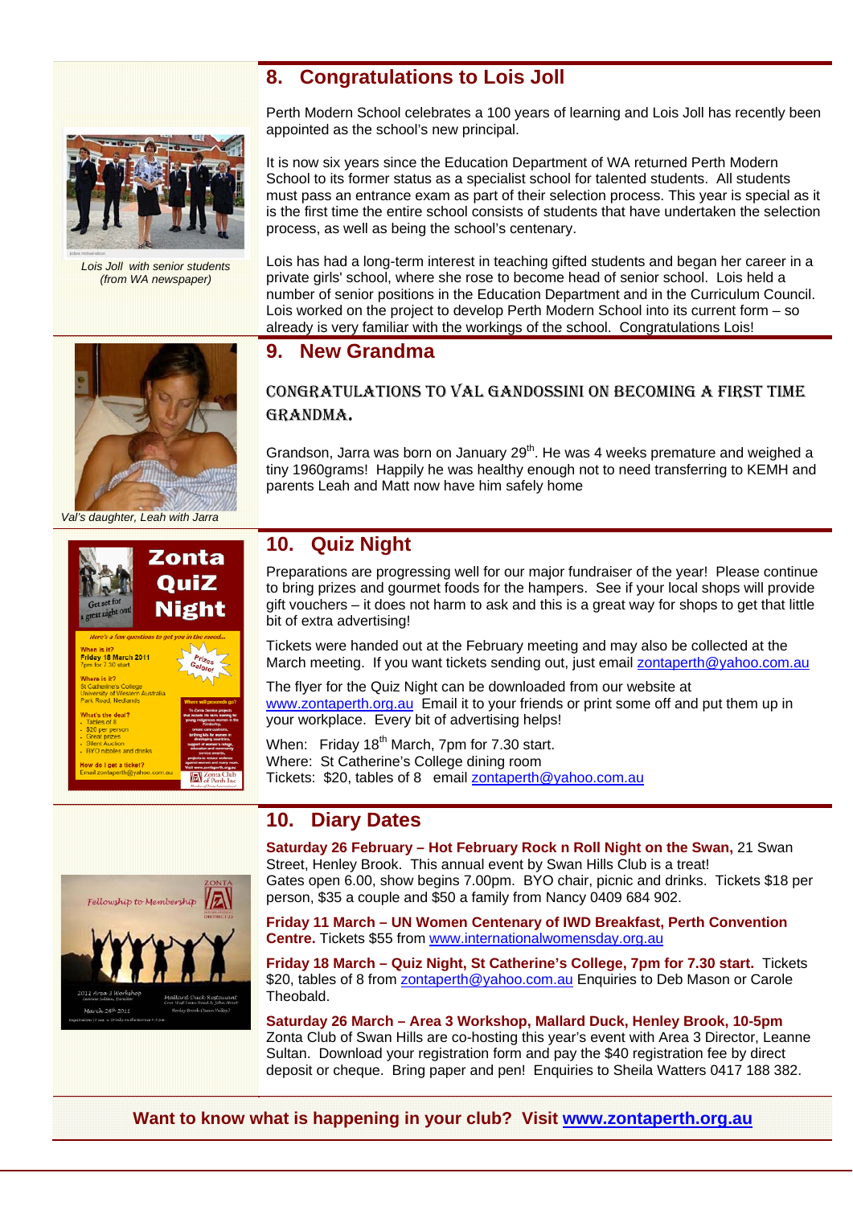## 8. Congratulations to Lois Joll

Lois Joll with senior students (from WA newspaper)

Perth Modern School celebrates a 100 years of learning and Lois Joll has recently been appointed as the school's new principal.

It is now six years since the Education Department of WA returned Perth Modern School to its former status as a specialist school for talented students. All students must pass an entrance exam as part of their selection process. This year is special as it is the first time the entire school consists of students that have undertaken the selection process, as well as being the school's centenary.

Lois has had a long-term interest in teaching gifted students and began her career in a private girls' school, where she rose to become head of senior school. Lois held a number of senior positions in the Education Department and in the Curriculum Council. Lois worked on the project to develop Perth Modern School into its current form – so already is very familiar with the workings of the school. Congratulations Lois!

## 9. New Grandma

Val's daughter, Leah with Jarra

CONGRATULATIONS TO VAL GANDOSSINI ON BECOMING A FIRST TIME GRANDMA.

Grandson, Jarra was born on January 29th. He was 4 weeks premature and weighed a tiny 1960grams! Happily he was healthy enough not to need transferring to KEMH and parents Leah and Matt now have him safely home

## 10. Quiz Night

Preparations are progressing well for our major fundraiser of the year! Please continue to bring prizes and gourmet foods for the hampers. See if your local shops will provide gift vouchers – it does not harm to ask and this is a great way for shops to get that little bit of extra advertising!

Tickets were handed out at the February meeting and may also be collected at the March meeting. If you want tickets sending out, just email zontaperth@yahoo.com.au

The flyer for the Quiz Night can be downloaded from our website at www.zontaperth.org.au Email it to your friends or print some off and put them up in your workplace. Every bit of advertising helps!

When: Friday 18th March, 7pm for 7.30 start.
Where: St Catherine's College dining room
Tickets: $20, tables of 8 email zontaperth@yahoo.com.au

## 10. Diary Dates

**Saturday 26 February – Hot February Rock n Roll Night on the Swan,** 21 Swan Street, Henley Brook. This annual event by Swan Hills Club is a treat! Gates open 6.00, show begins 7.00pm. BYO chair, picnic and drinks. Tickets $18 per person, $35 a couple and $50 a family from Nancy 0409 684 902.

**Friday 11 March – UN Women Centenary of IWD Breakfast, Perth Convention Centre.** Tickets $55 from www.internationalwomensday.org.au

**Friday 18 March – Quiz Night, St Catherine's College, 7pm for 7.30 start.** Tickets $20, tables of 8 from zontaperth@yahoo.com.au Enquiries to Deb Mason or Carole Theobald.

**Saturday 26 March – Area 3 Workshop, Mallard Duck, Henley Brook, 10-5pm** Zonta Club of Swan Hills are co-hosting this year's event with Area 3 Director, Leanne Sultan. Download your registration form and pay the $40 registration fee by direct deposit or cheque. Bring paper and pen! Enquiries to Sheila Watters 0417 188 382.

**Want to know what is happening in your club? Visit www.zontaperth.org.au**